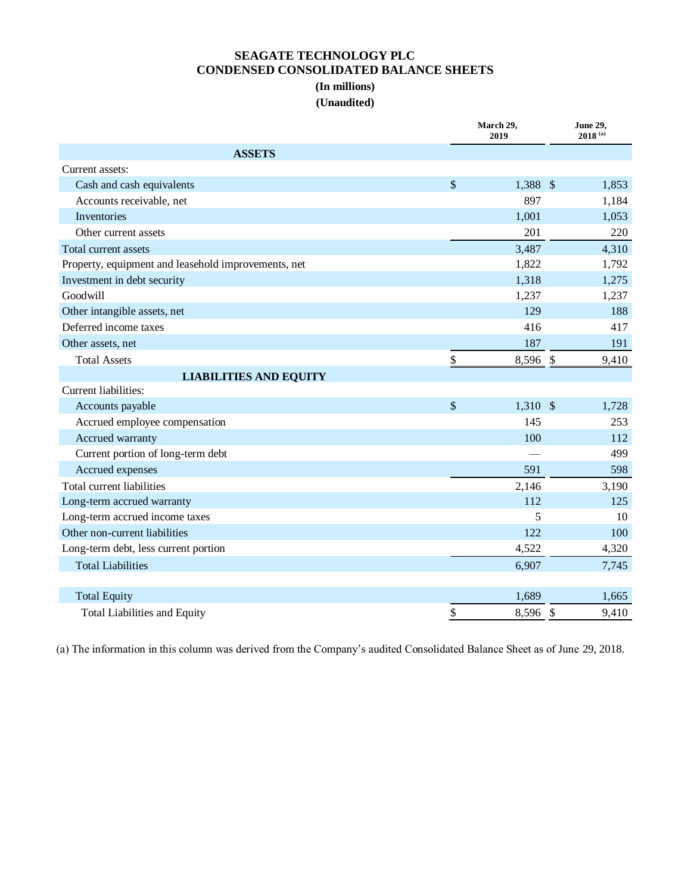# SEAGATE TECHNOLOGY PLC
## CONDENSED CONSOLIDATED BALANCE SHEETS
**(In millions)**
**(Unaudited)**

| | March 29, 2019 | June 29, 2018 [(a)] |
|---|---|---|
| **ASSETS** | | |
| Current assets: | | |
| Cash and cash equivalents | $ 1,388 | $ 1,853 |
| Accounts receivable, net | 897 | 1,184 |
| Inventories | 1,001 | 1,053 |
| Other current assets | 201 | 220 |
| Total current assets | 3,487 | 4,310 |
| Property, equipment and leasehold improvements, net | 1,822 | 1,792 |
| Investment in debt security | 1,318 | 1,275 |
| Goodwill | 1,237 | 1,237 |
| Other intangible assets, net | 129 | 188 |
| Deferred income taxes | 416 | 417 |
| Other assets, net | 187 | 191 |
| Total Assets | $ 8,596 | $ 9,410 |
| **LIABILITIES AND EQUITY** | | |
| Current liabilities: | | |
| Accounts payable | $ 1,310 | $ 1,728 |
| Accrued employee compensation | 145 | 253 |
| Accrued warranty | 100 | 112 |
| Current portion of long-term debt | — | 499 |
| Accrued expenses | 591 | 598 |
| Total current liabilities | 2,146 | 3,190 |
| Long-term accrued warranty | 112 | 125 |
| Long-term accrued income taxes | 5 | 10 |
| Other non-current liabilities | 122 | 100 |
| Long-term debt, less current portion | 4,522 | 4,320 |
| Total Liabilities | 6,907 | 7,745 |
| | | |
| Total Equity | 1,689 | 1,665 |
| Total Liabilities and Equity | $ 8,596 | $ 9,410 |

(a) The information in this column was derived from the Company's audited Consolidated Balance Sheet as of June 29, 2018.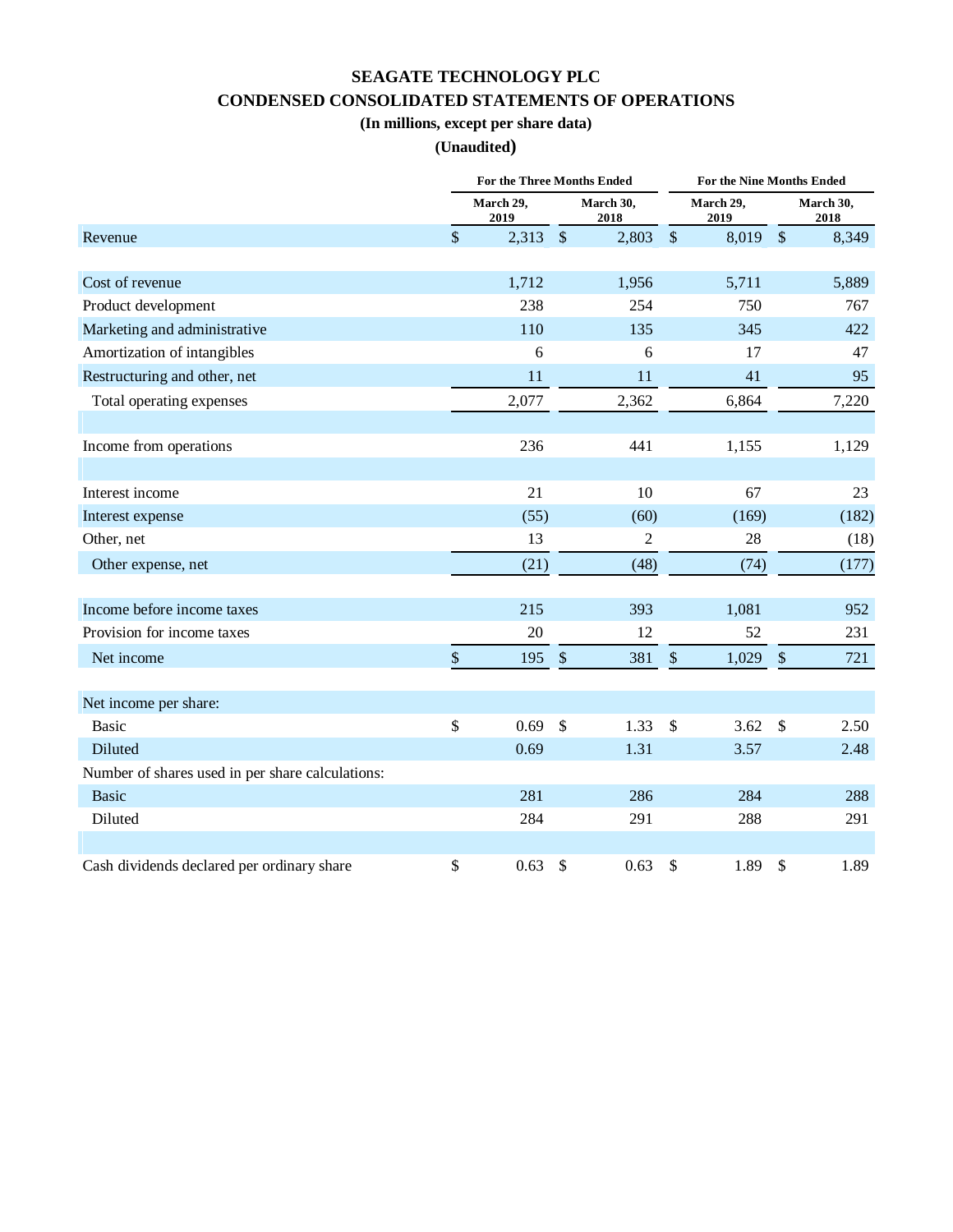# SEAGATE TECHNOLOGY PLC

## CONDENSED CONSOLIDATED STATEMENTS OF OPERATIONS

**(In millions, except per share data)**

**(Unaudited)**

| | For the Three Months Ended | | For the Nine Months Ended | |
|---|---|---|---|---|
| | March 29, 2019 | March 30, 2018 | March 29, 2019 | March 30, 2018 |
| Revenue | $ 2,313 | $ 2,803 | $ 8,019 | $ 8,349 |
| | | | | |
| Cost of revenue | 1,712 | 1,956 | 5,711 | 5,889 |
| Product development | 238 | 254 | 750 | 767 |
| Marketing and administrative | 110 | 135 | 345 | 422 |
| Amortization of intangibles | 6 | 6 | 17 | 47 |
| Restructuring and other, net | 11 | 11 | 41 | 95 |
| Total operating expenses | 2,077 | 2,362 | 6,864 | 7,220 |
| | | | | |
| Income from operations | 236 | 441 | 1,155 | 1,129 |
| | | | | |
| Interest income | 21 | 10 | 67 | 23 |
| Interest expense | (55) | (60) | (169) | (182) |
| Other, net | 13 | 2 | 28 | (18) |
| Other expense, net | (21) | (48) | (74) | (177) |
| | | | | |
| Income before income taxes | 215 | 393 | 1,081 | 952 |
| Provision for income taxes | 20 | 12 | 52 | 231 |
| Net income | $ 195 | $ 381 | $ 1,029 | $ 721 |
| | | | | |
| Net income per share: | | | | |
| Basic | $ 0.69 | $ 1.33 | $ 3.62 | $ 2.50 |
| Diluted | 0.69 | 1.31 | 3.57 | 2.48 |
| Number of shares used in per share calculations: | | | | |
| Basic | 281 | 286 | 284 | 288 |
| Diluted | 284 | 291 | 288 | 291 |
| | | | | |
| Cash dividends declared per ordinary share | $ 0.63 | $ 0.63 | $ 1.89 | $ 1.89 |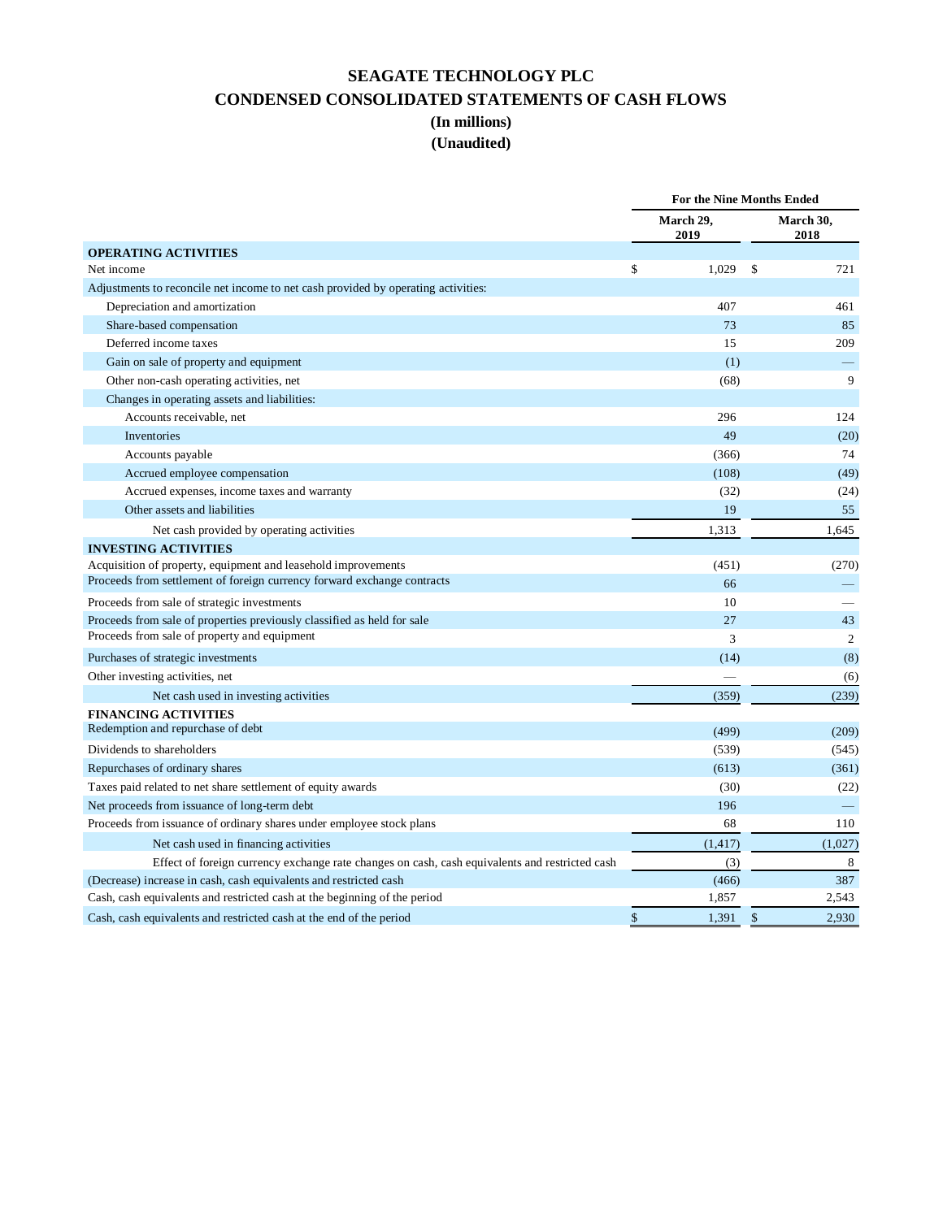# SEAGATE TECHNOLOGY PLC

## CONDENSED CONSOLIDATED STATEMENTS OF CASH FLOWS

### (In millions)

### (Unaudited)

| | For the Nine Months Ended | |
|---|---|---|
| | March 29, 2019 | March 30, 2018 |
| **OPERATING ACTIVITIES** | | |
| Net income | $ 1,029 | $ 721 |
| Adjustments to reconcile net income to net cash provided by operating activities: | | |
| Depreciation and amortization | 407 | 461 |
| Share-based compensation | 73 | 85 |
| Deferred income taxes | 15 | 209 |
| Gain on sale of property and equipment | (1) | — |
| Other non-cash operating activities, net | (68) | 9 |
| Changes in operating assets and liabilities: | | |
| Accounts receivable, net | 296 | 124 |
| Inventories | 49 | (20) |
| Accounts payable | (366) | 74 |
| Accrued employee compensation | (108) | (49) |
| Accrued expenses, income taxes and warranty | (32) | (24) |
| Other assets and liabilities | 19 | 55 |
| Net cash provided by operating activities | 1,313 | 1,645 |
| **INVESTING ACTIVITIES** | | |
| Acquisition of property, equipment and leasehold improvements | (451) | (270) |
| Proceeds from settlement of foreign currency forward exchange contracts | 66 | — |
| Proceeds from sale of strategic investments | 10 | — |
| Proceeds from sale of properties previously classified as held for sale | 27 | 43 |
| Proceeds from sale of property and equipment | 3 | 2 |
| Purchases of strategic investments | (14) | (8) |
| Other investing activities, net | — | (6) |
| Net cash used in investing activities | (359) | (239) |
| **FINANCING ACTIVITIES** | | |
| Redemption and repurchase of debt | (499) | (209) |
| Dividends to shareholders | (539) | (545) |
| Repurchases of ordinary shares | (613) | (361) |
| Taxes paid related to net share settlement of equity awards | (30) | (22) |
| Net proceeds from issuance of long-term debt | 196 | — |
| Proceeds from issuance of ordinary shares under employee stock plans | 68 | 110 |
| Net cash used in financing activities | (1,417) | (1,027) |
| Effect of foreign currency exchange rate changes on cash, cash equivalents and restricted cash | (3) | 8 |
| (Decrease) increase in cash, cash equivalents and restricted cash | (466) | 387 |
| Cash, cash equivalents and restricted cash at the beginning of the period | 1,857 | 2,543 |
| Cash, cash equivalents and restricted cash at the end of the period | $ 1,391 | $ 2,930 |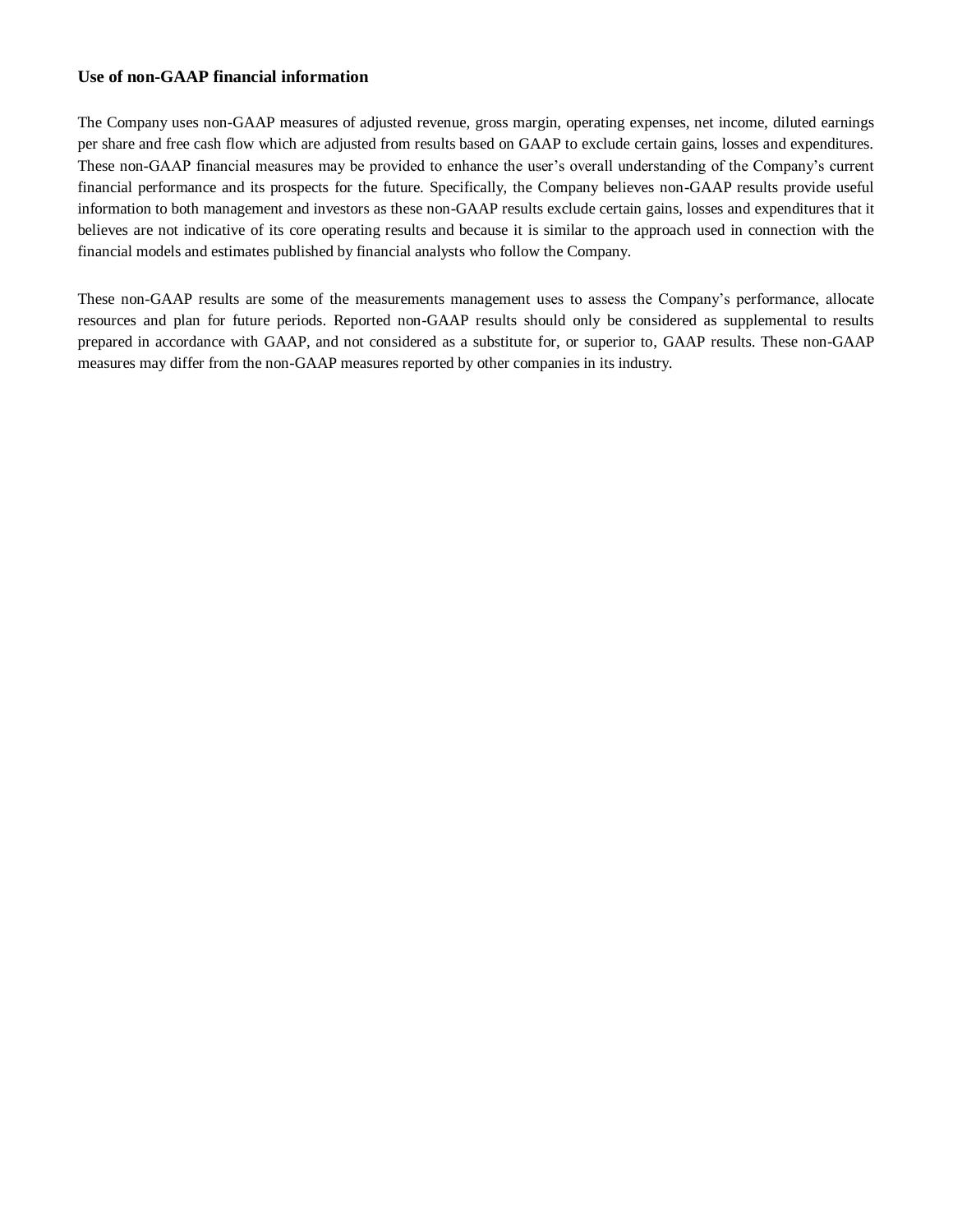### Use of non-GAAP financial information

The Company uses non-GAAP measures of adjusted revenue, gross margin, operating expenses, net income, diluted earnings per share and free cash flow which are adjusted from results based on GAAP to exclude certain gains, losses and expenditures. These non-GAAP financial measures may be provided to enhance the user's overall understanding of the Company's current financial performance and its prospects for the future. Specifically, the Company believes non-GAAP results provide useful information to both management and investors as these non-GAAP results exclude certain gains, losses and expenditures that it believes are not indicative of its core operating results and because it is similar to the approach used in connection with the financial models and estimates published by financial analysts who follow the Company.

These non-GAAP results are some of the measurements management uses to assess the Company's performance, allocate resources and plan for future periods. Reported non-GAAP results should only be considered as supplemental to results prepared in accordance with GAAP, and not considered as a substitute for, or superior to, GAAP results. These non-GAAP measures may differ from the non-GAAP measures reported by other companies in its industry.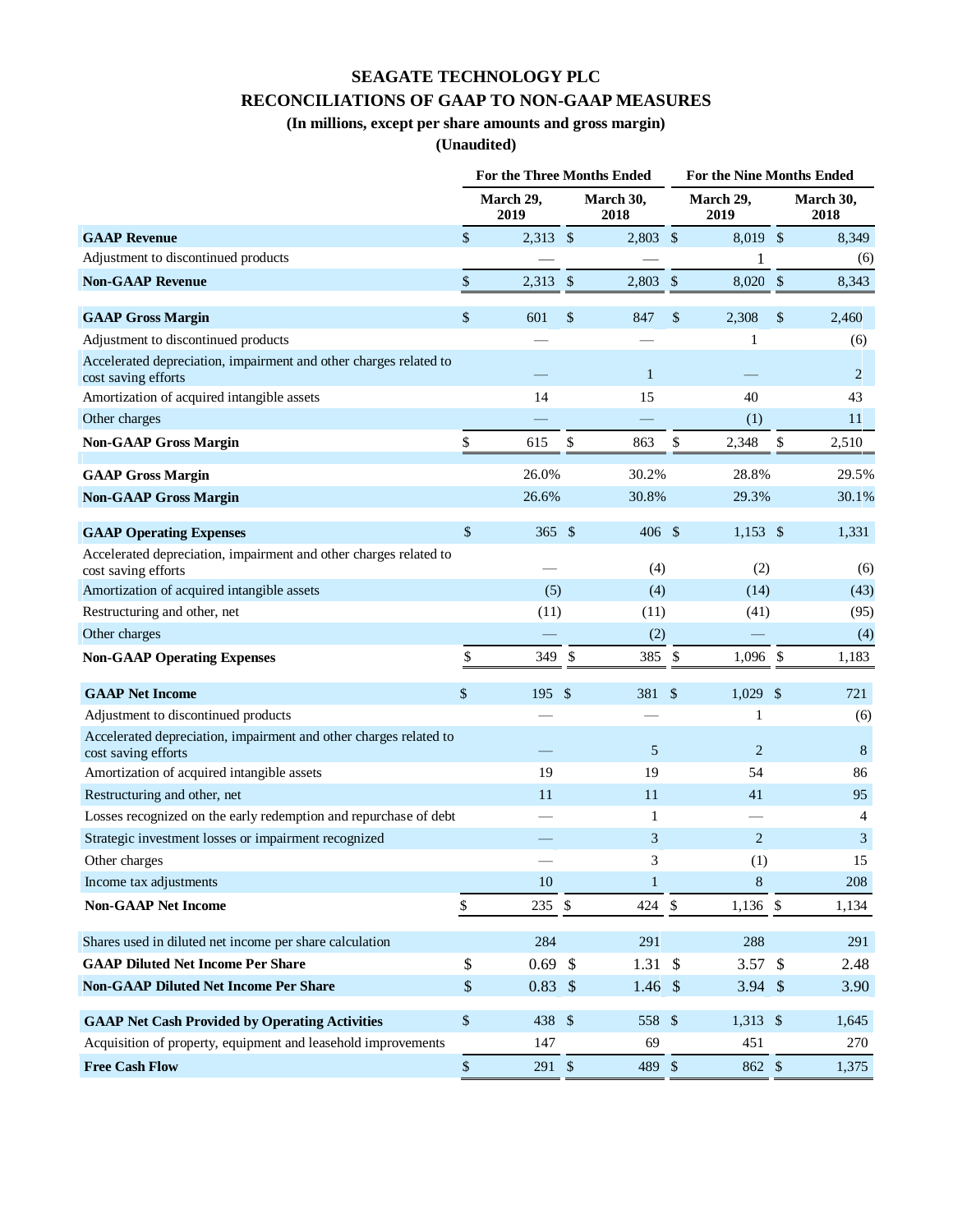# SEAGATE TECHNOLOGY PLC
## RECONCILIATIONS OF GAAP TO NON-GAAP MEASURES
### (In millions, except per share amounts and gross margin)
### (Unaudited)

| | For the Three Months Ended | | For the Nine Months Ended | |
|---|---|---|---|---|
| | March 29, 2019 | March 30, 2018 | March 29, 2019 | March 30, 2018 |
| **GAAP Revenue** | $ 2,313 | $ 2,803 | $ 8,019 | $ 8,349 |
| Adjustment to discontinued products | — | — | 1 | (6) |
| **Non-GAAP Revenue** | $ 2,313 | $ 2,803 | $ 8,020 | $ 8,343 |
| | | | | |
| **GAAP Gross Margin** | $ 601 | $ 847 | $ 2,308 | $ 2,460 |
| Adjustment to discontinued products | — | — | 1 | (6) |
| Accelerated depreciation, impairment and other charges related to cost saving efforts | — | 1 | — | 2 |
| Amortization of acquired intangible assets | 14 | 15 | 40 | 43 |
| Other charges | — | — | (1) | 11 |
| **Non-GAAP Gross Margin** | $ 615 | $ 863 | $ 2,348 | $ 2,510 |
| | | | | |
| **GAAP Gross Margin** | 26.0% | 30.2% | 28.8% | 29.5% |
| **Non-GAAP Gross Margin** | 26.6% | 30.8% | 29.3% | 30.1% |
| | | | | |
| **GAAP Operating Expenses** | $ 365 | $ 406 | $ 1,153 | $ 1,331 |
| Accelerated depreciation, impairment and other charges related to cost saving efforts | — | (4) | (2) | (6) |
| Amortization of acquired intangible assets | (5) | (4) | (14) | (43) |
| Restructuring and other, net | (11) | (11) | (41) | (95) |
| Other charges | — | (2) | — | (4) |
| **Non-GAAP Operating Expenses** | $ 349 | $ 385 | $ 1,096 | $ 1,183 |
| | | | | |
| **GAAP Net Income** | $ 195 | $ 381 | $ 1,029 | $ 721 |
| Adjustment to discontinued products | — | — | 1 | (6) |
| Accelerated depreciation, impairment and other charges related to cost saving efforts | — | 5 | 2 | 8 |
| Amortization of acquired intangible assets | 19 | 19 | 54 | 86 |
| Restructuring and other, net | 11 | 11 | 41 | 95 |
| Losses recognized on the early redemption and repurchase of debt | — | 1 | — | 4 |
| Strategic investment losses or impairment recognized | — | 3 | 2 | 3 |
| Other charges | — | 3 | (1) | 15 |
| Income tax adjustments | 10 | 1 | 8 | 208 |
| **Non-GAAP Net Income** | $ 235 | $ 424 | $ 1,136 | $ 1,134 |
| | | | | |
| Shares used in diluted net income per share calculation | 284 | 291 | 288 | 291 |
| **GAAP Diluted Net Income Per Share** | $ 0.69 | $ 1.31 | $ 3.57 | $ 2.48 |
| **Non-GAAP Diluted Net Income Per Share** | $ 0.83 | $ 1.46 | $ 3.94 | $ 3.90 |
| | | | | |
| **GAAP Net Cash Provided by Operating Activities** | $ 438 | $ 558 | $ 1,313 | $ 1,645 |
| Acquisition of property, equipment and leasehold improvements | 147 | 69 | 451 | 270 |
| **Free Cash Flow** | $ 291 | $ 489 | $ 862 | $ 1,375 |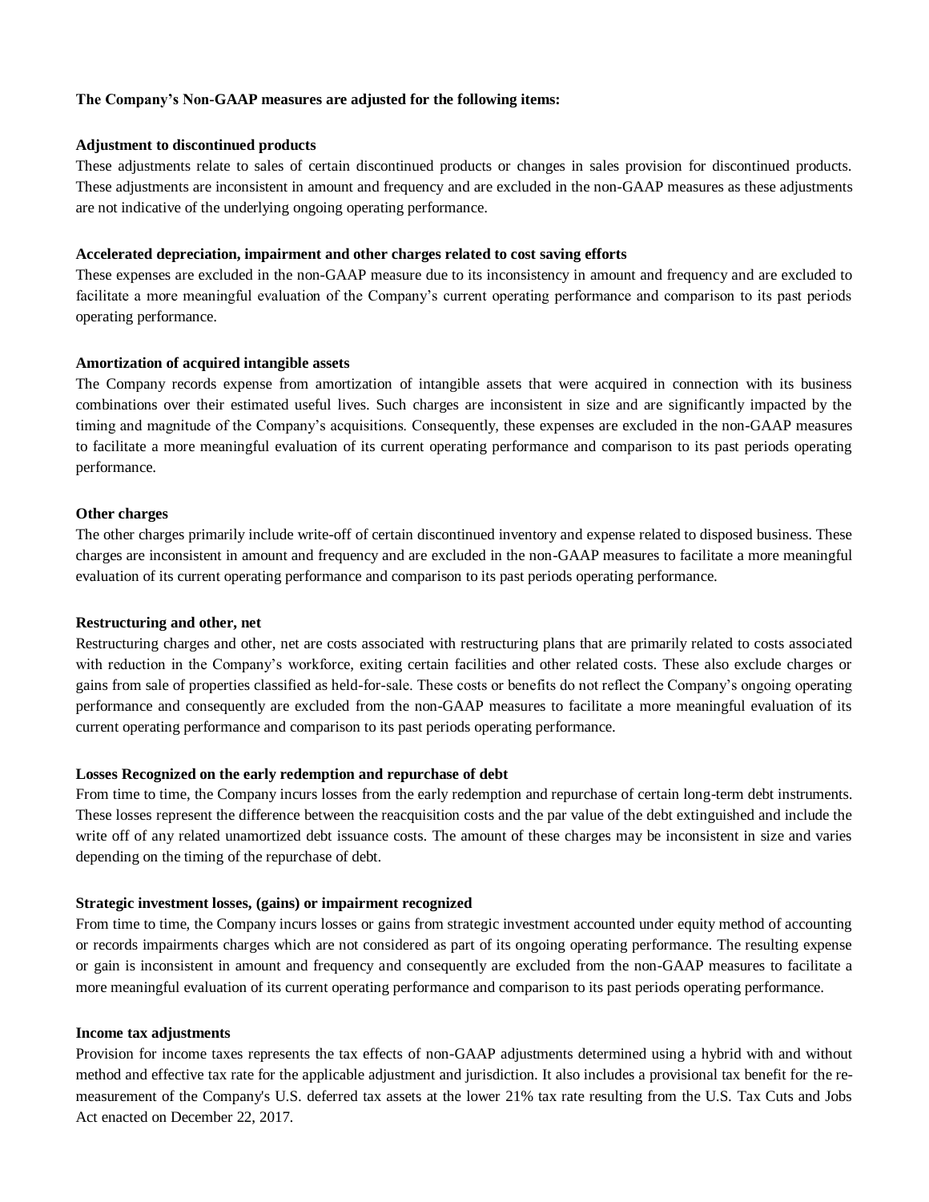**The Company's Non-GAAP measures are adjusted for the following items:**

**Adjustment to discontinued products**

These adjustments relate to sales of certain discontinued products or changes in sales provision for discontinued products. These adjustments are inconsistent in amount and frequency and are excluded in the non-GAAP measures as these adjustments are not indicative of the underlying ongoing operating performance.

**Accelerated depreciation, impairment and other charges related to cost saving efforts**

These expenses are excluded in the non-GAAP measure due to its inconsistency in amount and frequency and are excluded to facilitate a more meaningful evaluation of the Company's current operating performance and comparison to its past periods operating performance.

**Amortization of acquired intangible assets**

The Company records expense from amortization of intangible assets that were acquired in connection with its business combinations over their estimated useful lives. Such charges are inconsistent in size and are significantly impacted by the timing and magnitude of the Company's acquisitions. Consequently, these expenses are excluded in the non-GAAP measures to facilitate a more meaningful evaluation of its current operating performance and comparison to its past periods operating performance.

**Other charges**

The other charges primarily include write-off of certain discontinued inventory and expense related to disposed business. These charges are inconsistent in amount and frequency and are excluded in the non-GAAP measures to facilitate a more meaningful evaluation of its current operating performance and comparison to its past periods operating performance.

**Restructuring and other, net**

Restructuring charges and other, net are costs associated with restructuring plans that are primarily related to costs associated with reduction in the Company's workforce, exiting certain facilities and other related costs. These also exclude charges or gains from sale of properties classified as held-for-sale. These costs or benefits do not reflect the Company's ongoing operating performance and consequently are excluded from the non-GAAP measures to facilitate a more meaningful evaluation of its current operating performance and comparison to its past periods operating performance.

**Losses Recognized on the early redemption and repurchase of debt**

From time to time, the Company incurs losses from the early redemption and repurchase of certain long-term debt instruments. These losses represent the difference between the reacquisition costs and the par value of the debt extinguished and include the write off of any related unamortized debt issuance costs. The amount of these charges may be inconsistent in size and varies depending on the timing of the repurchase of debt.

**Strategic investment losses, (gains) or impairment recognized**

From time to time, the Company incurs losses or gains from strategic investment accounted under equity method of accounting or records impairments charges which are not considered as part of its ongoing operating performance. The resulting expense or gain is inconsistent in amount and frequency and consequently are excluded from the non-GAAP measures to facilitate a more meaningful evaluation of its current operating performance and comparison to its past periods operating performance.

**Income tax adjustments**

Provision for income taxes represents the tax effects of non-GAAP adjustments determined using a hybrid with and without method and effective tax rate for the applicable adjustment and jurisdiction. It also includes a provisional tax benefit for the re-measurement of the Company's U.S. deferred tax assets at the lower 21% tax rate resulting from the U.S. Tax Cuts and Jobs Act enacted on December 22, 2017.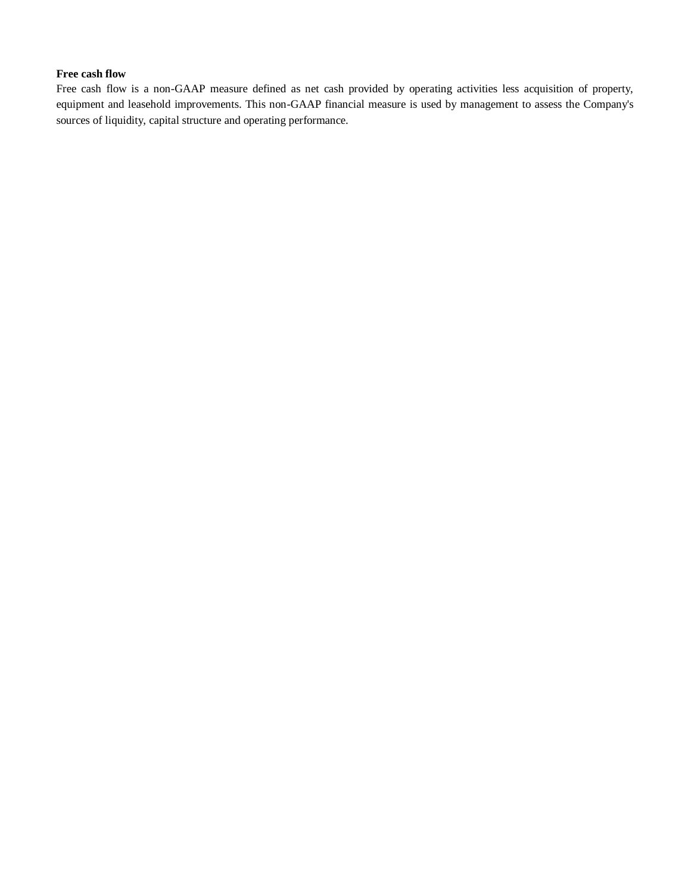**Free cash flow**

Free cash flow is a non-GAAP measure defined as net cash provided by operating activities less acquisition of property, equipment and leasehold improvements. This non-GAAP financial measure is used by management to assess the Company's sources of liquidity, capital structure and operating performance.